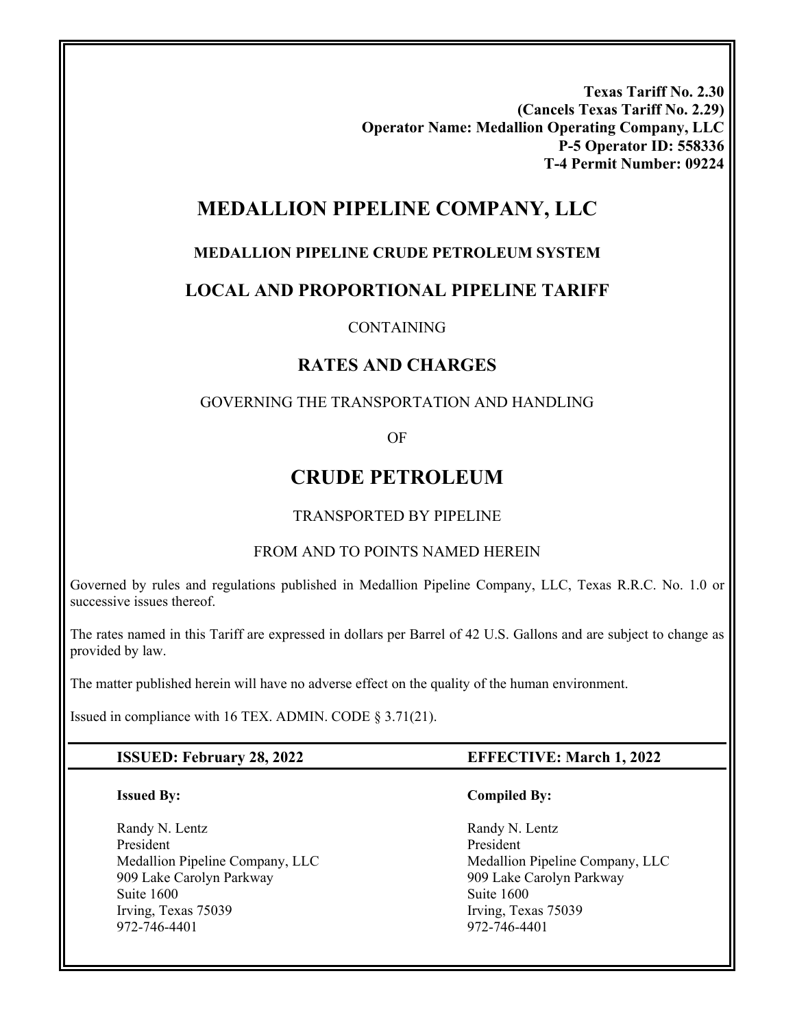**Texas Tariff No. 2.30**
**(Cancels Texas Tariff No. 2.29)**
**Operator Name: Medallion Operating Company, LLC**
**P-5 Operator ID: 558336**
**T-4 Permit Number: 09224**

# MEDALLION PIPELINE COMPANY, LLC

## MEDALLION PIPELINE CRUDE PETROLEUM SYSTEM

## LOCAL AND PROPORTIONAL PIPELINE TARIFF

CONTAINING

## RATES AND CHARGES

GOVERNING THE TRANSPORTATION AND HANDLING

OF

# CRUDE PETROLEUM

TRANSPORTED BY PIPELINE

FROM AND TO POINTS NAMED HEREIN

Governed by rules and regulations published in Medallion Pipeline Company, LLC, Texas R.R.C. No. 1.0 or successive issues thereof.

The rates named in this Tariff are expressed in dollars per Barrel of 42 U.S. Gallons and are subject to change as provided by law.

The matter published herein will have no adverse effect on the quality of the human environment.

Issued in compliance with 16 TEX. ADMIN. CODE § 3.71(21).

**ISSUED: February 28, 2022** | **EFFECTIVE: March 1, 2022**

**Issued By:**

Randy N. Lentz
President
Medallion Pipeline Company, LLC
909 Lake Carolyn Parkway
Suite 1600
Irving, Texas 75039
972-746-4401

**Compiled By:**

Randy N. Lentz
President
Medallion Pipeline Company, LLC
909 Lake Carolyn Parkway
Suite 1600
Irving, Texas 75039
972-746-4401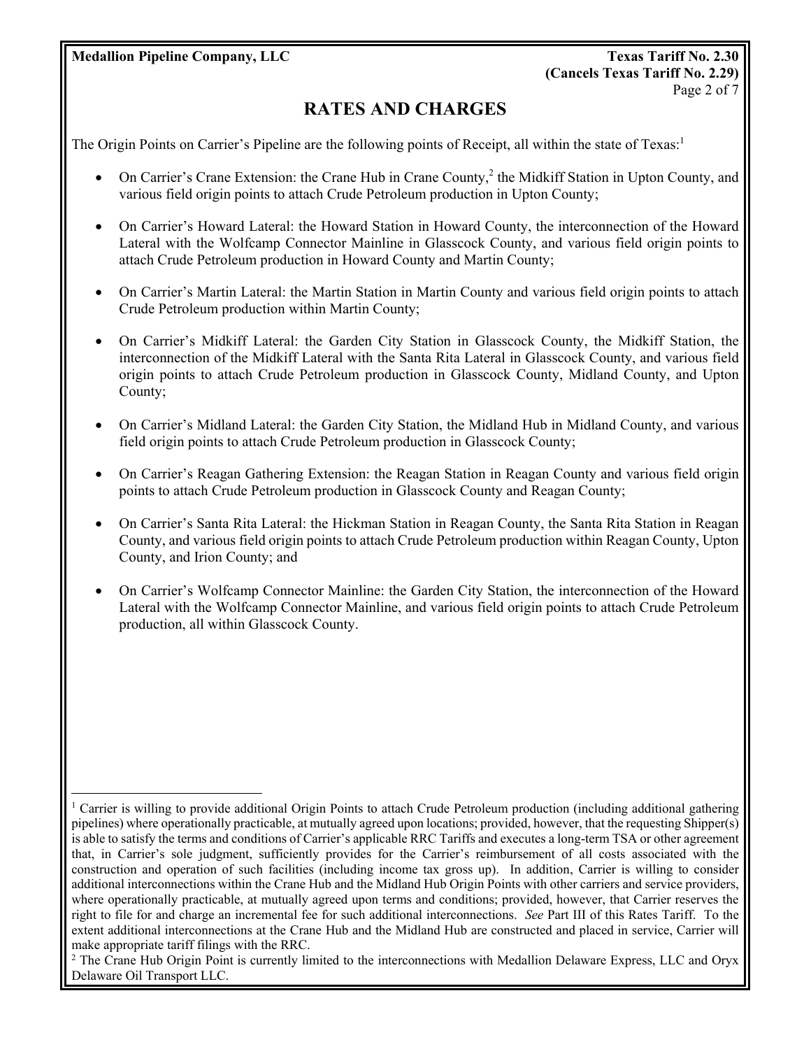# RATES AND CHARGES

The Origin Points on Carrier's Pipeline are the following points of Receipt, all within the state of Texas:[1]

- On Carrier's Crane Extension: the Crane Hub in Crane County,[2] the Midkiff Station in Upton County, and various field origin points to attach Crude Petroleum production in Upton County;
- On Carrier's Howard Lateral: the Howard Station in Howard County, the interconnection of the Howard Lateral with the Wolfcamp Connector Mainline in Glasscock County, and various field origin points to attach Crude Petroleum production in Howard County and Martin County;
- On Carrier's Martin Lateral: the Martin Station in Martin County and various field origin points to attach Crude Petroleum production within Martin County;
- On Carrier's Midkiff Lateral: the Garden City Station in Glasscock County, the Midkiff Station, the interconnection of the Midkiff Lateral with the Santa Rita Lateral in Glasscock County, and various field origin points to attach Crude Petroleum production in Glasscock County, Midland County, and Upton County;
- On Carrier's Midland Lateral: the Garden City Station, the Midland Hub in Midland County, and various field origin points to attach Crude Petroleum production in Glasscock County;
- On Carrier's Reagan Gathering Extension: the Reagan Station in Reagan County and various field origin points to attach Crude Petroleum production in Glasscock County and Reagan County;
- On Carrier's Santa Rita Lateral: the Hickman Station in Reagan County, the Santa Rita Station in Reagan County, and various field origin points to attach Crude Petroleum production within Reagan County, Upton County, and Irion County; and
- On Carrier's Wolfcamp Connector Mainline: the Garden City Station, the interconnection of the Howard Lateral with the Wolfcamp Connector Mainline, and various field origin points to attach Crude Petroleum production, all within Glasscock County.

---

[1] Carrier is willing to provide additional Origin Points to attach Crude Petroleum production (including additional gathering pipelines) where operationally practicable, at mutually agreed upon locations; provided, however, that the requesting Shipper(s) is able to satisfy the terms and conditions of Carrier's applicable RRC Tariffs and executes a long-term TSA or other agreement that, in Carrier's sole judgment, sufficiently provides for the Carrier's reimbursement of all costs associated with the construction and operation of such facilities (including income tax gross up). In addition, Carrier is willing to consider additional interconnections within the Crane Hub and the Midland Hub Origin Points with other carriers and service providers, where operationally practicable, at mutually agreed upon terms and conditions; provided, however, that Carrier reserves the right to file for and charge an incremental fee for such additional interconnections. *See* Part III of this Rates Tariff. To the extent additional interconnections at the Crane Hub and the Midland Hub are constructed and placed in service, Carrier will make appropriate tariff filings with the RRC.

[2] The Crane Hub Origin Point is currently limited to the interconnections with Medallion Delaware Express, LLC and Oryx Delaware Oil Transport LLC.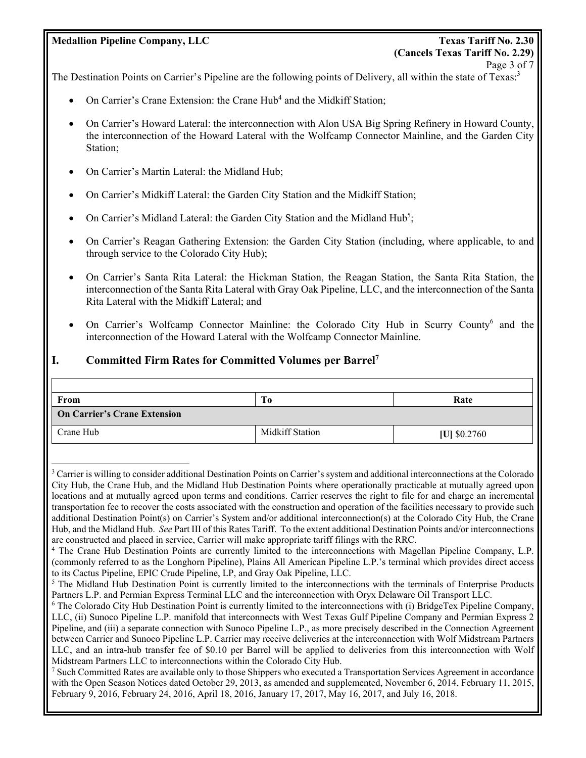The Destination Points on Carrier's Pipeline are the following points of Delivery, all within the state of Texas:[3]

- On Carrier's Crane Extension: the Crane Hub[4] and the Midkiff Station;
- On Carrier's Howard Lateral: the interconnection with Alon USA Big Spring Refinery in Howard County, the interconnection of the Howard Lateral with the Wolfcamp Connector Mainline, and the Garden City Station;
- On Carrier's Martin Lateral: the Midland Hub;
- On Carrier's Midkiff Lateral: the Garden City Station and the Midkiff Station;
- On Carrier's Midland Lateral: the Garden City Station and the Midland Hub[5];
- On Carrier's Reagan Gathering Extension: the Garden City Station (including, where applicable, to and through service to the Colorado City Hub);
- On Carrier's Santa Rita Lateral: the Hickman Station, the Reagan Station, the Santa Rita Station, the interconnection of the Santa Rita Lateral with Gray Oak Pipeline, LLC, and the interconnection of the Santa Rita Lateral with the Midkiff Lateral; and
- On Carrier's Wolfcamp Connector Mainline: the Colorado City Hub in Scurry County[6] and the interconnection of the Howard Lateral with the Wolfcamp Connector Mainline.

## I. Committed Firm Rates for Committed Volumes per Barrel[7]

| From | To | Rate |
|---|---|---|
| **On Carrier's Crane Extension** | | |
| Crane Hub | Midkiff Station | **[U]** $0.2760 |

[3] Carrier is willing to consider additional Destination Points on Carrier's system and additional interconnections at the Colorado City Hub, the Crane Hub, and the Midland Hub Destination Points where operationally practicable at mutually agreed upon locations and at mutually agreed upon terms and conditions. Carrier reserves the right to file for and charge an incremental transportation fee to recover the costs associated with the construction and operation of the facilities necessary to provide such additional Destination Point(s) on Carrier's System and/or additional interconnection(s) at the Colorado City Hub, the Crane Hub, and the Midland Hub. *See* Part III of this Rates Tariff. To the extent additional Destination Points and/or interconnections are constructed and placed in service, Carrier will make appropriate tariff filings with the RRC.

[4] The Crane Hub Destination Points are currently limited to the interconnections with Magellan Pipeline Company, L.P. (commonly referred to as the Longhorn Pipeline), Plains All American Pipeline L.P.'s terminal which provides direct access to its Cactus Pipeline, EPIC Crude Pipeline, LP, and Gray Oak Pipeline, LLC.

[5] The Midland Hub Destination Point is currently limited to the interconnections with the terminals of Enterprise Products Partners L.P. and Permian Express Terminal LLC and the interconnection with Oryx Delaware Oil Transport LLC.

[6] The Colorado City Hub Destination Point is currently limited to the interconnections with (i) BridgeTex Pipeline Company, LLC, (ii) Sunoco Pipeline L.P. manifold that interconnects with West Texas Gulf Pipeline Company and Permian Express 2 Pipeline, and (iii) a separate connection with Sunoco Pipeline L.P., as more precisely described in the Connection Agreement between Carrier and Sunoco Pipeline L.P. Carrier may receive deliveries at the interconnection with Wolf Midstream Partners LLC, and an intra-hub transfer fee of $0.10 per Barrel will be applied to deliveries from this interconnection with Wolf Midstream Partners LLC to interconnections within the Colorado City Hub.

[7] Such Committed Rates are available only to those Shippers who executed a Transportation Services Agreement in accordance with the Open Season Notices dated October 29, 2013, as amended and supplemented, November 6, 2014, February 11, 2015, February 9, 2016, February 24, 2016, April 18, 2016, January 17, 2017, May 16, 2017, and July 16, 2018.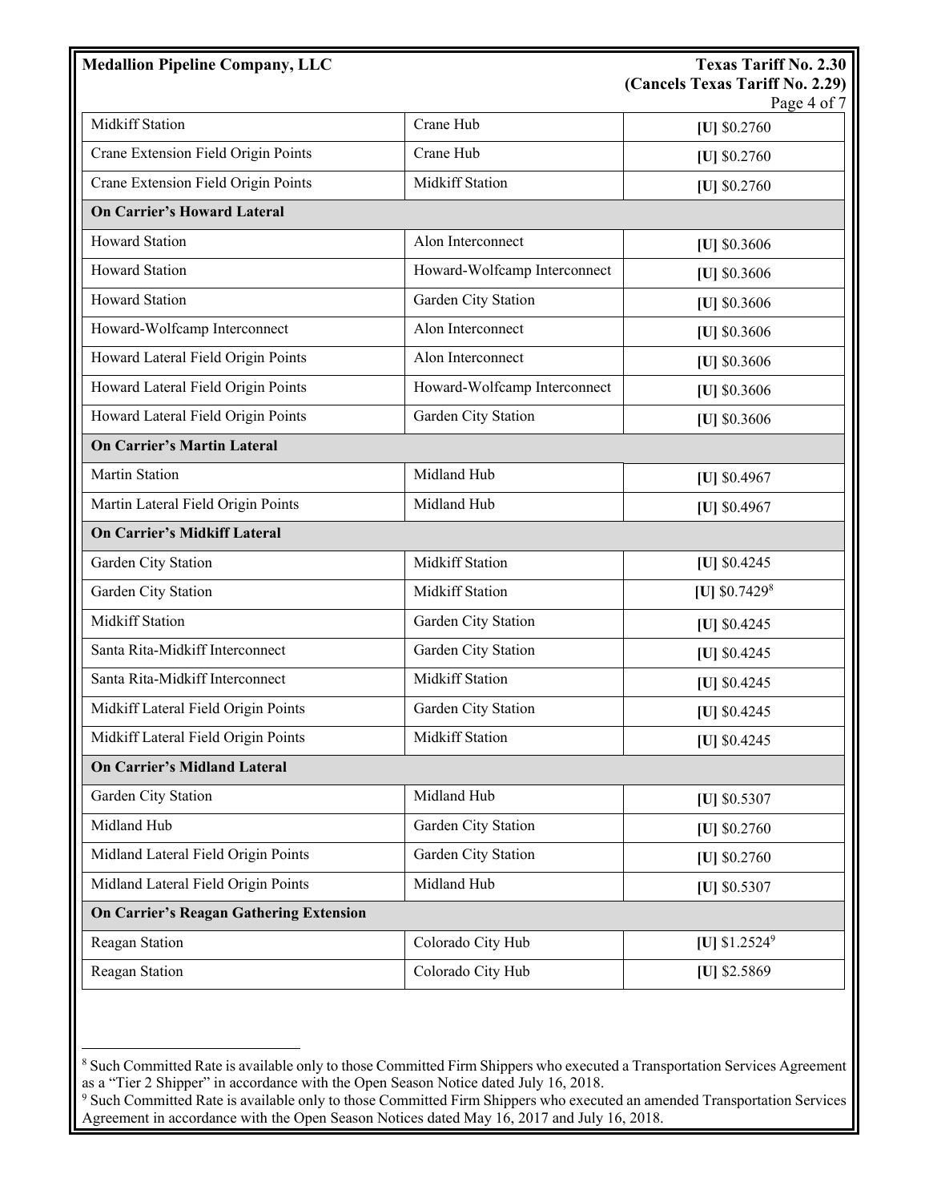**Medallion Pipeline Company, LLC**

**Texas Tariff No. 2.30**
**(Cancels Texas Tariff No. 2.29)**

| | | |
|---|---|---|
| Midkiff Station | Crane Hub | **[U]** $0.2760 |
| Crane Extension Field Origin Points | Crane Hub | **[U]** $0.2760 |
| Crane Extension Field Origin Points | Midkiff Station | **[U]** $0.2760 |
| **On Carrier's Howard Lateral** | | |
| Howard Station | Alon Interconnect | **[U]** $0.3606 |
| Howard Station | Howard-Wolfcamp Interconnect | **[U]** $0.3606 |
| Howard Station | Garden City Station | **[U]** $0.3606 |
| Howard-Wolfcamp Interconnect | Alon Interconnect | **[U]** $0.3606 |
| Howard Lateral Field Origin Points | Alon Interconnect | **[U]** $0.3606 |
| Howard Lateral Field Origin Points | Howard-Wolfcamp Interconnect | **[U]** $0.3606 |
| Howard Lateral Field Origin Points | Garden City Station | **[U]** $0.3606 |
| **On Carrier's Martin Lateral** | | |
| Martin Station | Midland Hub | **[U]** $0.4967 |
| Martin Lateral Field Origin Points | Midland Hub | **[U]** $0.4967 |
| **On Carrier's Midkiff Lateral** | | |
| Garden City Station | Midkiff Station | **[U]** $0.4245 |
| Garden City Station | Midkiff Station | **[U]** $0.7429[8] |
| Midkiff Station | Garden City Station | **[U]** $0.4245 |
| Santa Rita-Midkiff Interconnect | Garden City Station | **[U]** $0.4245 |
| Santa Rita-Midkiff Interconnect | Midkiff Station | **[U]** $0.4245 |
| Midkiff Lateral Field Origin Points | Garden City Station | **[U]** $0.4245 |
| Midkiff Lateral Field Origin Points | Midkiff Station | **[U]** $0.4245 |
| **On Carrier's Midland Lateral** | | |
| Garden City Station | Midland Hub | **[U]** $0.5307 |
| Midland Hub | Garden City Station | **[U]** $0.2760 |
| Midland Lateral Field Origin Points | Garden City Station | **[U]** $0.2760 |
| Midland Lateral Field Origin Points | Midland Hub | **[U]** $0.5307 |
| **On Carrier's Reagan Gathering Extension** | | |
| Reagan Station | Colorado City Hub | **[U]** $1.2524[9] |
| Reagan Station | Colorado City Hub | **[U]** $2.5869 |

[8] Such Committed Rate is available only to those Committed Firm Shippers who executed a Transportation Services Agreement as a "Tier 2 Shipper" in accordance with the Open Season Notice dated July 16, 2018.

[9] Such Committed Rate is available only to those Committed Firm Shippers who executed an amended Transportation Services Agreement in accordance with the Open Season Notices dated May 16, 2017 and July 16, 2018.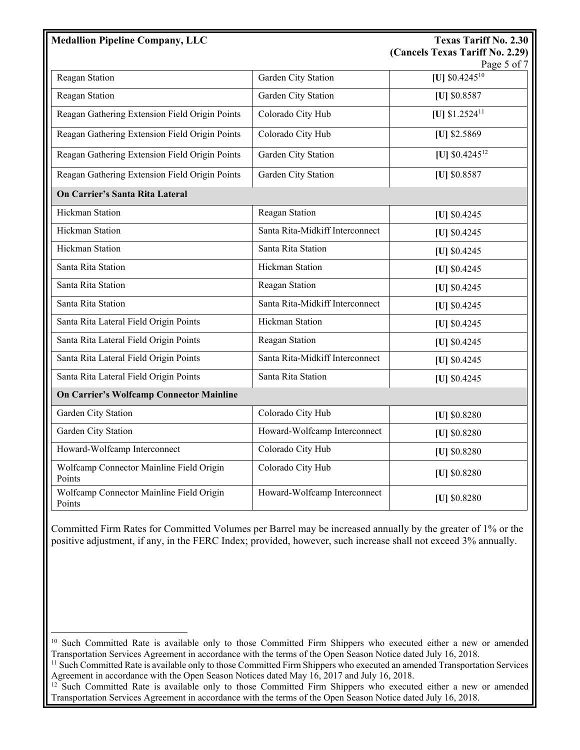| | | |
|---|---|---|
| Reagan Station | Garden City Station | **[U]** $0.4245[10] |
| Reagan Station | Garden City Station | **[U]** $0.8587 |
| Reagan Gathering Extension Field Origin Points | Colorado City Hub | **[U]** $1.2524[11] |
| Reagan Gathering Extension Field Origin Points | Colorado City Hub | **[U]** $2.5869 |
| Reagan Gathering Extension Field Origin Points | Garden City Station | **[U]** $0.4245[12] |
| Reagan Gathering Extension Field Origin Points | Garden City Station | **[U]** $0.8587 |
| **On Carrier's Santa Rita Lateral** | | |
| Hickman Station | Reagan Station | **[U]** $0.4245 |
| Hickman Station | Santa Rita-Midkiff Interconnect | **[U]** $0.4245 |
| Hickman Station | Santa Rita Station | **[U]** $0.4245 |
| Santa Rita Station | Hickman Station | **[U]** $0.4245 |
| Santa Rita Station | Reagan Station | **[U]** $0.4245 |
| Santa Rita Station | Santa Rita-Midkiff Interconnect | **[U]** $0.4245 |
| Santa Rita Lateral Field Origin Points | Hickman Station | **[U]** $0.4245 |
| Santa Rita Lateral Field Origin Points | Reagan Station | **[U]** $0.4245 |
| Santa Rita Lateral Field Origin Points | Santa Rita-Midkiff Interconnect | **[U]** $0.4245 |
| Santa Rita Lateral Field Origin Points | Santa Rita Station | **[U]** $0.4245 |
| **On Carrier's Wolfcamp Connector Mainline** | | |
| Garden City Station | Colorado City Hub | **[U]** $0.8280 |
| Garden City Station | Howard-Wolfcamp Interconnect | **[U]** $0.8280 |
| Howard-Wolfcamp Interconnect | Colorado City Hub | **[U]** $0.8280 |
| Wolfcamp Connector Mainline Field Origin Points | Colorado City Hub | **[U]** $0.8280 |
| Wolfcamp Connector Mainline Field Origin Points | Howard-Wolfcamp Interconnect | **[U]** $0.8280 |

Committed Firm Rates for Committed Volumes per Barrel may be increased annually by the greater of 1% or the positive adjustment, if any, in the FERC Index; provided, however, such increase shall not exceed 3% annually.

[10] Such Committed Rate is available only to those Committed Firm Shippers who executed either a new or amended Transportation Services Agreement in accordance with the terms of the Open Season Notice dated July 16, 2018.

[11] Such Committed Rate is available only to those Committed Firm Shippers who executed an amended Transportation Services Agreement in accordance with the Open Season Notices dated May 16, 2017 and July 16, 2018.

[12] Such Committed Rate is available only to those Committed Firm Shippers who executed either a new or amended Transportation Services Agreement in accordance with the terms of the Open Season Notice dated July 16, 2018.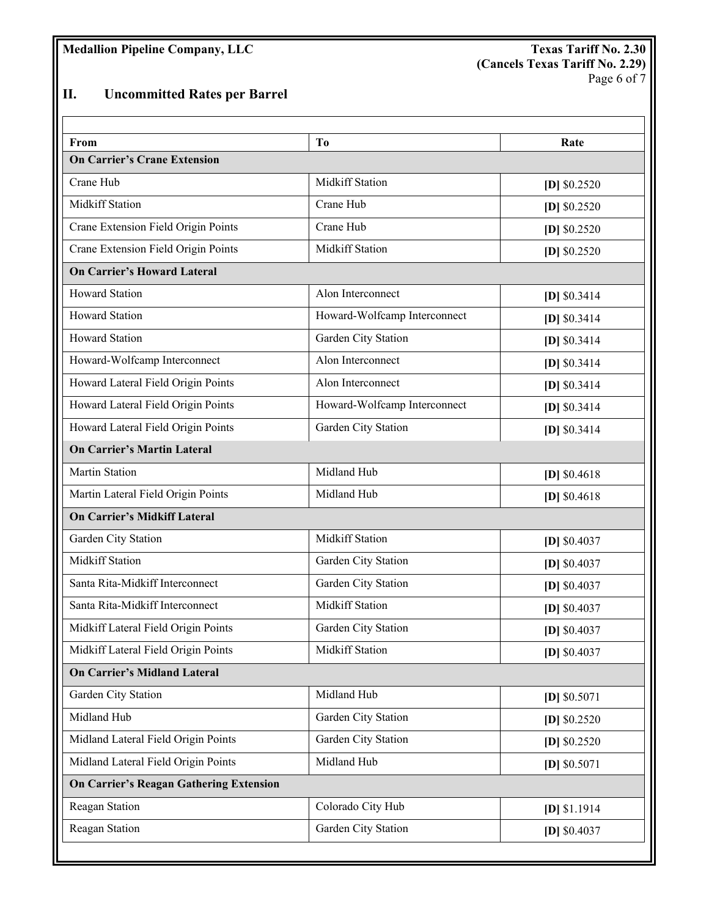## II. Uncommitted Rates per Barrel

| From | To | Rate |
|---|---|---|
| **On Carrier's Crane Extension** | | |
| Crane Hub | Midkiff Station | **[D]** $0.2520 |
| Midkiff Station | Crane Hub | **[D]** $0.2520 |
| Crane Extension Field Origin Points | Crane Hub | **[D]** $0.2520 |
| Crane Extension Field Origin Points | Midkiff Station | **[D]** $0.2520 |
| **On Carrier's Howard Lateral** | | |
| Howard Station | Alon Interconnect | **[D]** $0.3414 |
| Howard Station | Howard-Wolfcamp Interconnect | **[D]** $0.3414 |
| Howard Station | Garden City Station | **[D]** $0.3414 |
| Howard-Wolfcamp Interconnect | Alon Interconnect | **[D]** $0.3414 |
| Howard Lateral Field Origin Points | Alon Interconnect | **[D]** $0.3414 |
| Howard Lateral Field Origin Points | Howard-Wolfcamp Interconnect | **[D]** $0.3414 |
| Howard Lateral Field Origin Points | Garden City Station | **[D]** $0.3414 |
| **On Carrier's Martin Lateral** | | |
| Martin Station | Midland Hub | **[D]** $0.4618 |
| Martin Lateral Field Origin Points | Midland Hub | **[D]** $0.4618 |
| **On Carrier's Midkiff Lateral** | | |
| Garden City Station | Midkiff Station | **[D]** $0.4037 |
| Midkiff Station | Garden City Station | **[D]** $0.4037 |
| Santa Rita-Midkiff Interconnect | Garden City Station | **[D]** $0.4037 |
| Santa Rita-Midkiff Interconnect | Midkiff Station | **[D]** $0.4037 |
| Midkiff Lateral Field Origin Points | Garden City Station | **[D]** $0.4037 |
| Midkiff Lateral Field Origin Points | Midkiff Station | **[D]** $0.4037 |
| **On Carrier's Midland Lateral** | | |
| Garden City Station | Midland Hub | **[D]** $0.5071 |
| Midland Hub | Garden City Station | **[D]** $0.2520 |
| Midland Lateral Field Origin Points | Garden City Station | **[D]** $0.2520 |
| Midland Lateral Field Origin Points | Midland Hub | **[D]** $0.5071 |
| **On Carrier's Reagan Gathering Extension** | | |
| Reagan Station | Colorado City Hub | **[D]** $1.1914 |
| Reagan Station | Garden City Station | **[D]** $0.4037 |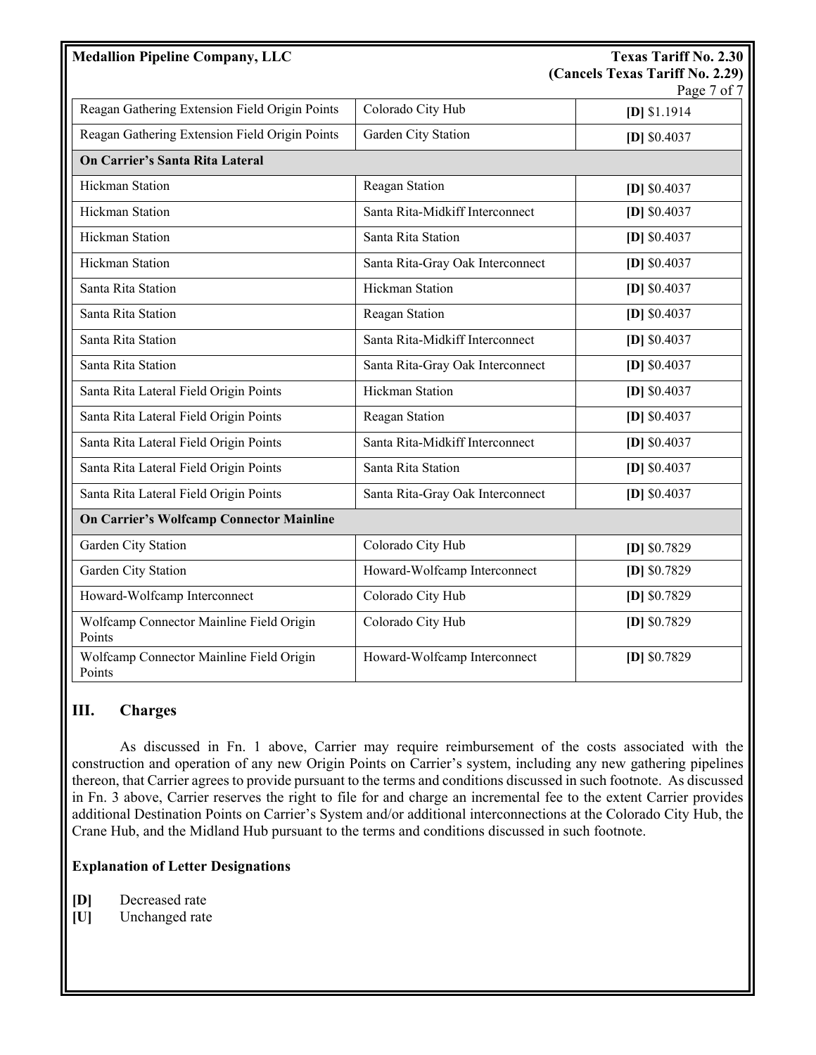| | | |
|---|---|---|
| Reagan Gathering Extension Field Origin Points | Colorado City Hub | **[D]** $1.1914 |
| Reagan Gathering Extension Field Origin Points | Garden City Station | **[D]** $0.4037 |
| **On Carrier's Santa Rita Lateral** | | |
| Hickman Station | Reagan Station | **[D]** $0.4037 |
| Hickman Station | Santa Rita-Midkiff Interconnect | **[D]** $0.4037 |
| Hickman Station | Santa Rita Station | **[D]** $0.4037 |
| Hickman Station | Santa Rita-Gray Oak Interconnect | **[D]** $0.4037 |
| Santa Rita Station | Hickman Station | **[D]** $0.4037 |
| Santa Rita Station | Reagan Station | **[D]** $0.4037 |
| Santa Rita Station | Santa Rita-Midkiff Interconnect | **[D]** $0.4037 |
| Santa Rita Station | Santa Rita-Gray Oak Interconnect | **[D]** $0.4037 |
| Santa Rita Lateral Field Origin Points | Hickman Station | **[D]** $0.4037 |
| Santa Rita Lateral Field Origin Points | Reagan Station | **[D]** $0.4037 |
| Santa Rita Lateral Field Origin Points | Santa Rita-Midkiff Interconnect | **[D]** $0.4037 |
| Santa Rita Lateral Field Origin Points | Santa Rita Station | **[D]** $0.4037 |
| Santa Rita Lateral Field Origin Points | Santa Rita-Gray Oak Interconnect | **[D]** $0.4037 |
| **On Carrier's Wolfcamp Connector Mainline** | | |
| Garden City Station | Colorado City Hub | **[D]** $0.7829 |
| Garden City Station | Howard-Wolfcamp Interconnect | **[D]** $0.7829 |
| Howard-Wolfcamp Interconnect | Colorado City Hub | **[D]** $0.7829 |
| Wolfcamp Connector Mainline Field Origin Points | Colorado City Hub | **[D]** $0.7829 |
| Wolfcamp Connector Mainline Field Origin Points | Howard-Wolfcamp Interconnect | **[D]** $0.7829 |

## III. Charges

As discussed in Fn. 1 above, Carrier may require reimbursement of the costs associated with the construction and operation of any new Origin Points on Carrier's system, including any new gathering pipelines thereon, that Carrier agrees to provide pursuant to the terms and conditions discussed in such footnote. As discussed in Fn. 3 above, Carrier reserves the right to file for and charge an incremental fee to the extent Carrier provides additional Destination Points on Carrier's System and/or additional interconnections at the Colorado City Hub, the Crane Hub, and the Midland Hub pursuant to the terms and conditions discussed in such footnote.

**Explanation of Letter Designations**

**[D]** Decreased rate
**[U]** Unchanged rate